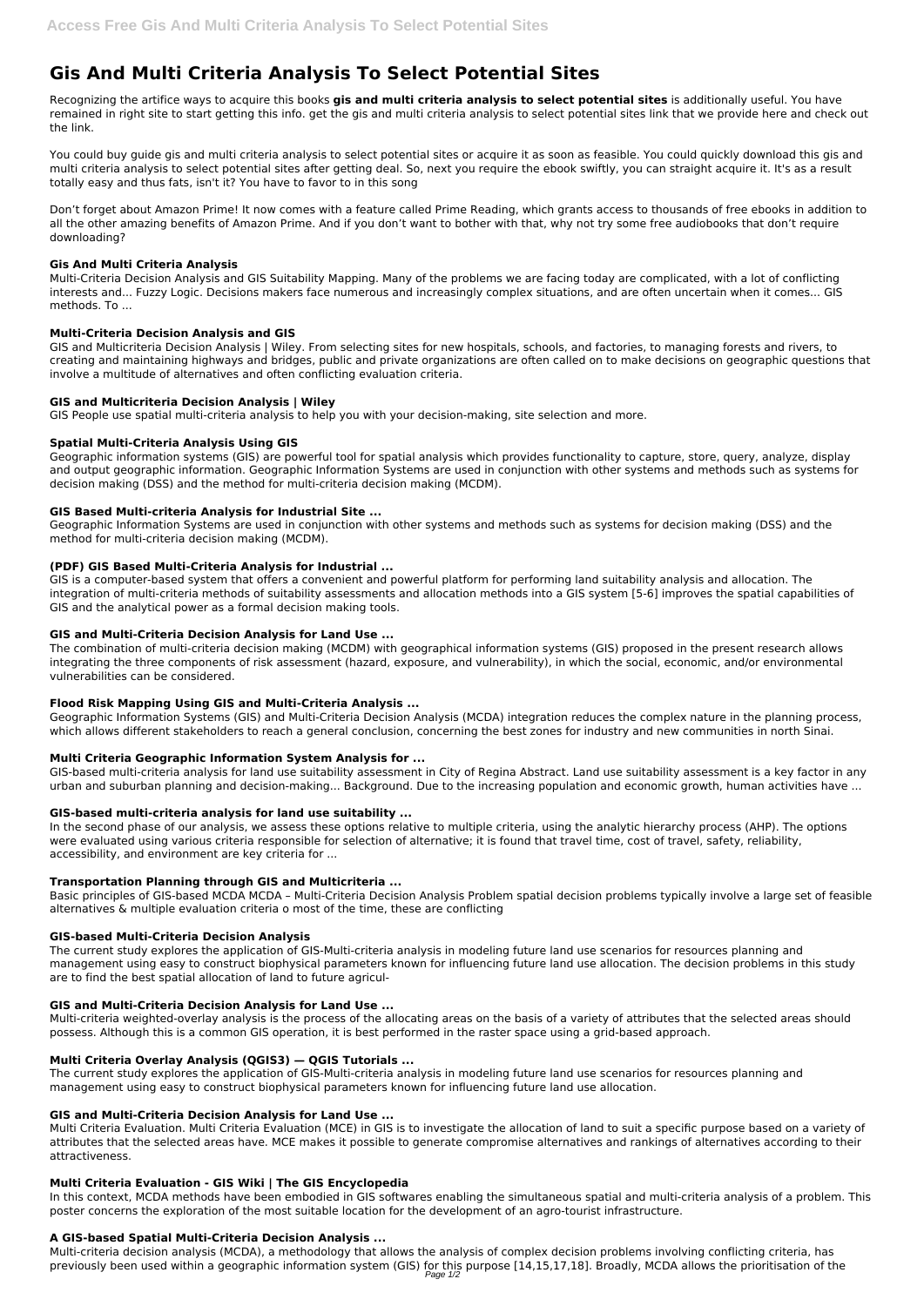# Gis And Multi Criteria Analysis To Select Potential Sites

Recognizing the artifice ways to acquire this books **gis and multi criteria analysis to select potential sites** is additionally useful. You have remained in right site to start getting this info. get the gis and multi criteria analysis to select potential sites link that we provide here and check out the link.

You could buy guide gis and multi criteria analysis to select potential sites or acquire it as soon as feasible. You could quickly download this gis and multi criteria analysis to select potential sites after getting deal. So, next you require the ebook swiftly, you can straight acquire it. It's as a result totally easy and thus fats, isn't it? You have to favor to in this song

Don't forget about Amazon Prime! It now comes with a feature called Prime Reading, which grants access to thousands of free ebooks in addition to all the other amazing benefits of Amazon Prime. And if you don't want to bother with that, why not try some free audiobooks that don't require downloading?

### Gis And Multi Criteria Analysis

Multi-Criteria Decision Analysis and GIS Suitability Mapping. Many of the problems we are facing today are complicated, with a lot of conflicting interests and... Fuzzy Logic. Decisions makers face numerous and increasingly complex situations, and are often uncertain when it comes... GIS methods. To ...

### Multi-Criteria Decision Analysis and GIS

GIS and Multicriteria Decision Analysis | Wiley. From selecting sites for new hospitals, schools, and factories, to managing forests and rivers, to creating and maintaining highways and bridges, public and private organizations are often called on to make decisions on geographic questions that involve a multitude of alternatives and often conflicting evaluation criteria.

### GIS and Multicriteria Decision Analysis | Wiley

GIS People use spatial multi-criteria analysis to help you with your decision-making, site selection and more.

### Spatial Multi-Criteria Analysis Using GIS

Geographic information systems (GIS) are powerful tool for spatial analysis which provides functionality to capture, store, query, analyze, display and output geographic information. Geographic Information Systems are used in conjunction with other systems and methods such as systems for decision making (DSS) and the method for multi-criteria decision making (MCDM).

### GIS Based Multi-criteria Analysis for Industrial Site ...

Geographic Information Systems are used in conjunction with other systems and methods such as systems for decision making (DSS) and the method for multi-criteria decision making (MCDM).

### (PDF) GIS Based Multi-Criteria Analysis for Industrial ...

GIS is a computer-based system that offers a convenient and powerful platform for performing land suitability analysis and allocation. The integration of multi-criteria methods of suitability assessments and allocation methods into a GIS system [5-6] improves the spatial capabilities of GIS and the analytical power as a formal decision making tools.

### GIS and Multi-Criteria Decision Analysis for Land Use ...

The combination of multi-criteria decision making (MCDM) with geographical information systems (GIS) proposed in the present research allows integrating the three components of risk assessment (hazard, exposure, and vulnerability), in which the social, economic, and/or environmental vulnerabilities can be considered.

### Flood Risk Mapping Using GIS and Multi-Criteria Analysis ...

Geographic Information Systems (GIS) and Multi-Criteria Decision Analysis (MCDA) integration reduces the complex nature in the planning process, which allows different stakeholders to reach a general conclusion, concerning the best zones for industry and new communities in north Sinai.

### Multi Criteria Geographic Information System Analysis for ...

GIS-based multi-criteria analysis for land use suitability assessment in City of Regina Abstract. Land use suitability assessment is a key factor in any urban and suburban planning and decision-making... Background. Due to the increasing population and economic growth, human activities have ...

### GIS-based multi-criteria analysis for land use suitability ...

In the second phase of our analysis, we assess these options relative to multiple criteria, using the analytic hierarchy process (AHP). The options were evaluated using various criteria responsible for selection of alternative; it is found that travel time, cost of travel, safety, reliability, accessibility, and environment are key criteria for ...

### Transportation Planning through GIS and Multicriteria ...

Basic principles of GIS-based MCDA MCDA – Multi-Criteria Decision Analysis Problem spatial decision problems typically involve a large set of feasible alternatives & multiple evaluation criteria o most of the time, these are conflicting

### GIS-based Multi-Criteria Decision Analysis

The current study explores the application of GIS-Multi-criteria analysis in modeling future land use scenarios for resources planning and management using easy to construct biophysical parameters known for influencing future land use allocation. The decision problems in this study are to find the best spatial allocation of land to future agricul-

### GIS and Multi-Criteria Decision Analysis for Land Use ...

Multi-criteria weighted-overlay analysis is the process of the allocating areas on the basis of a variety of attributes that the selected areas should possess. Although this is a common GIS operation, it is best performed in the raster space using a grid-based approach.

### Multi Criteria Overlay Analysis (QGIS3) — QGIS Tutorials ...

The current study explores the application of GIS-Multi-criteria analysis in modeling future land use scenarios for resources planning and management using easy to construct biophysical parameters known for influencing future land use allocation.

### GIS and Multi-Criteria Decision Analysis for Land Use ...

Multi Criteria Evaluation. Multi Criteria Evaluation (MCE) in GIS is to investigate the allocation of land to suit a specific purpose based on a variety of attributes that the selected areas have. MCE makes it possible to generate compromise alternatives and rankings of alternatives according to their attractiveness.

### Multi Criteria Evaluation - GIS Wiki | The GIS Encyclopedia

In this context, MCDA methods have been embodied in GIS softwares enabling the simultaneous spatial and multi-criteria analysis of a problem. This poster concerns the exploration of the most suitable location for the development of an agro-tourist infrastructure.

### A GIS-based Spatial Multi-Criteria Decision Analysis ...

Multi-criteria decision analysis (MCDA), a methodology that allows the analysis of complex decision problems involving conflicting criteria, has previously been used within a geographic information system (GIS) for this purpose [14,15,17,18]. Broadly, MCDA allows the prioritisation of the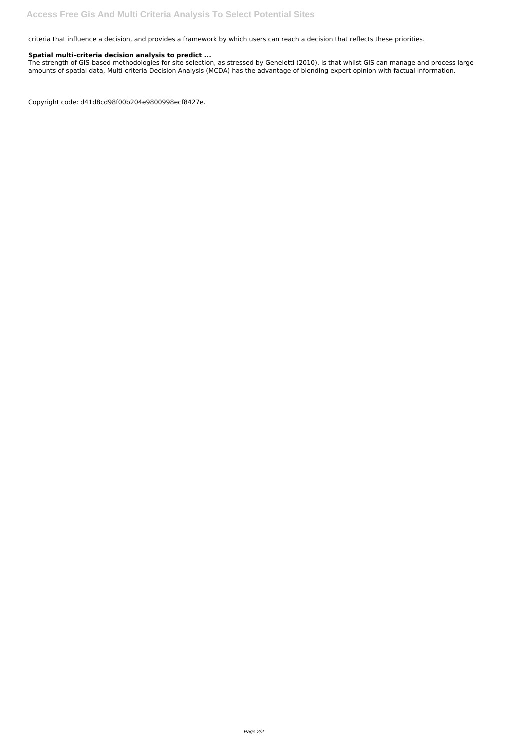criteria that influence a decision, and provides a framework by which users can reach a decision that reflects these priorities.

**Spatial multi-criteria decision analysis to predict ...**

The strength of GIS-based methodologies for site selection, as stressed by Geneletti (2010), is that whilst GIS can manage and process large amounts of spatial data, Multi-criteria Decision Analysis (MCDA) has the advantage of blending expert opinion with factual information.

Copyright code: d41d8cd98f00b204e9800998ecf8427e.